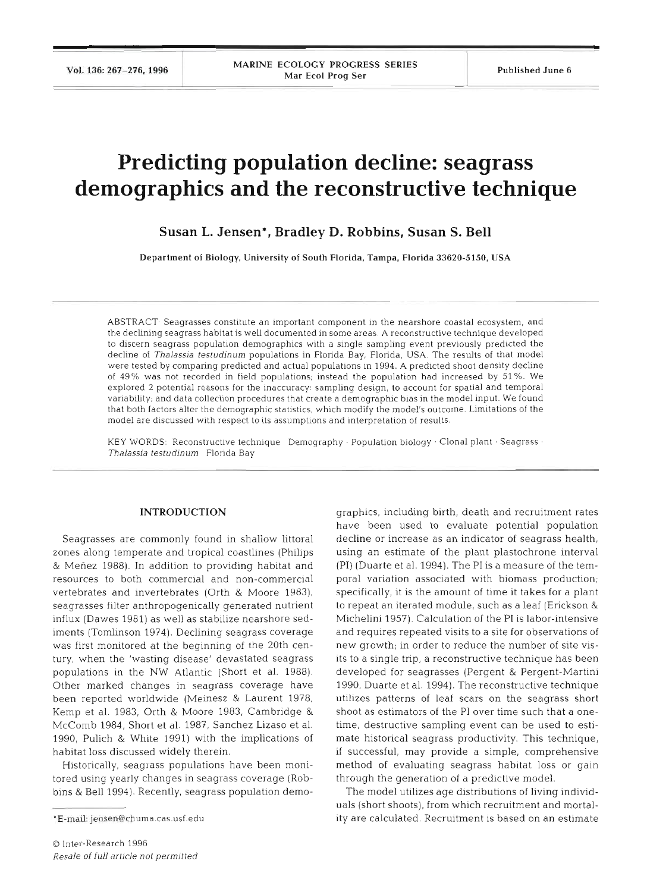# Predicting population decline: seagrass demographics and the reconstructive technique

**Susan L. Jensen\*, Bradley D. Robbins, Susan S. Bell**

Department of Biology, University of South Florida, Tampa, Florida 33620-5150, USA

ABSTRACT: Seagrasses constitute an important component in the nearshore coastal ecosystem, and the declining seagrass habitat is well documented in some areas. A reconstructive technique developed to discern seagrass population demographics with a single sampling event previously predicted the decline of *Thalassia testudinum* populations in Florida Bay, Florida, USA. The results of that model were tested by comparing predicted and actual populations in 1994. A predicted shoot density decline of 49% was not recorded in field populations; instead the population had increased by 51%. We explored 2 potential reasons for the inaccuracy: sampling design, to account for spatial and temporal variability; and data collection procedures that create a demographic bias in the model input. We found that both factors alter the demographic statistics, which modify the model's outcome. Limitations of the model are discussed with respect to its assumptions and interpretation of results.

KEY WORDS: Reconstructive technique · Demography · Population biology · Clonal plant · Seagrass · *Thalassia testudinum* · Florida Bay

## INTRODUCTION

Seagrasses are commonly found in shallow littoral zones along temperate and tropical coastlines (Philips & Meñez 1988). In addition to providing habitat and resources to both commercial and non-commercial vertebrates and invertebrates (Orth & Moore 1983), seagrasses filter anthropogenically generated nutrient influx (Dawes 1981) as well as stabilize nearshore sediments (Tomlinson 1974). Declining seagrass coverage was first monitored at the beginning of the 20th century, when the 'wasting disease' devastated seagrass populations in the NW Atlantic (Short et al. 1988). Other marked changes in seagrass coverage have been reported worldwide (Meinesz & Laurent 1978, Kemp et al. 1983, Orth & Moore 1983, Cambridge & McComb 1984, Short et al. 1987, Sanchez Lizaso et al. 1990, Pulich & White 1991) with the implications of habitat loss discussed widely therein.

Historically, seagrass populations have been monitored using yearly changes in seagrass coverage (Robbins & Bell 1994). Recently, seagrass population demographics, including birth, death and recruitment rates have been used to evaluate potential population decline or increase as an indicator of seagrass health, using an estimate of the plant plastochrone interval (PI) (Duarte et al. 1994). The PI is a measure of the temporal variation associated with biomass production; specifically, it is the amount of time it takes for a plant to repeat an iterated module, such as a leaf (Erickson & Michelini 1957). Calculation of the PI is labor-intensive and requires repeated visits to a site for observations of new growth; in order to reduce the number of site visits to a single trip, a reconstructive technique has been developed for seagrasses (Pergent & Pergent-Martini 1990, Duarte et al. 1994). The reconstructive technique utilizes patterns of leaf scars on the seagrass short shoot as estimators of the PI over time such that a one-time, destructive sampling event can be used to estimate historical seagrass productivity. This technique, if successful, may provide a simple, comprehensive method of evaluating seagrass habitat loss or gain through the generation of a predictive model.

The model utilizes age distributions of living individuals (short shoots), from which recruitment and mortality are calculated. Recruitment is based on an estimate

\*E-mail: jensen@chuma.cas.usf.edu

© Inter-Research 1996
*Resale of full article not permitted*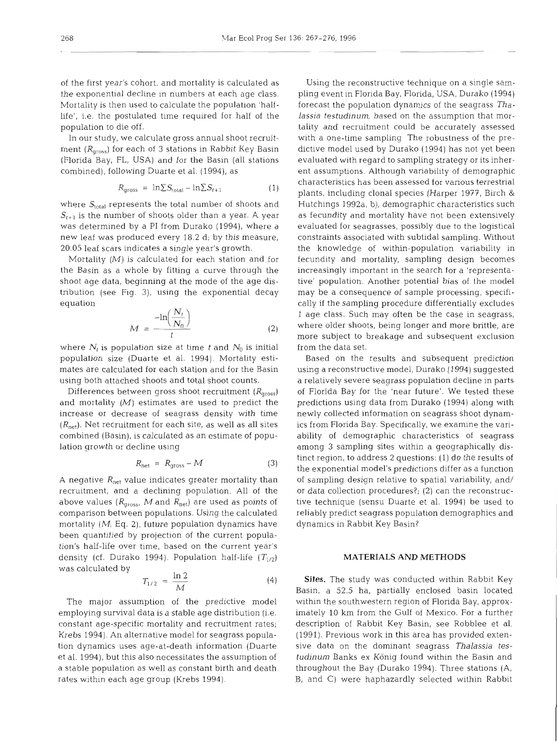of the first year's cohort, and mortality is calculated as the exponential decline in numbers at each age class. Mortality is then used to calculate the population 'half-life', i.e. the postulated time required for half of the population to die off.

In our study, we calculate gross annual shoot recruitment ($R_{gross}$) for each of 3 stations in Rabbit Key Basin (Florida Bay, FL, USA) and for the Basin (all stations combined), following Duarte et al. (1994), as

$$R_{gross} = \ln\Sigma S_{total} - \ln\Sigma S_{t+1} \quad (1)$$

where $S_{total}$ represents the total number of shoots and $S_{t+1}$ is the number of shoots older than a year. A year was determined by a PI from Durako (1994), where a new leaf was produced every 18.2 d; by this measure, 20.05 leaf scars indicates a single year's growth.

Mortality ($M$) is calculated for each station and for the Basin as a whole by fitting a curve through the shoot age data, beginning at the mode of the age distribution (see Fig. 3), using the exponential decay equation

$$M = \frac{-\ln\left(\frac{N_t}{N_0}\right)}{t} \quad (2)$$

where $N_t$ is population size at time $t$ and $N_0$ is initial population size (Duarte et al. 1994). Mortality estimates are calculated for each station and for the Basin using both attached shoots and total shoot counts.

Differences between gross shoot recruitment ($R_{gross}$) and mortality ($M$) estimates are used to predict the increase or decrease of seagrass density with time ($R_{net}$). Net recruitment for each site, as well as all sites combined (Basin), is calculated as an estimate of population growth or decline using

$$R_{net} = R_{gross} - M \quad (3)$$

A negative $R_{net}$ value indicates greater mortality than recruitment, and a declining population. All of the above values ($R_{gross}$, $M$ and $R_{net}$) are used as points of comparison between populations. Using the calculated mortality ($M$; Eq. 2), future population dynamics have been quantified by projection of the current population's half-life over time, based on the current year's density (cf. Durako 1994). Population half-life ($T_{1/2}$) was calculated by

$$T_{1/2} = \frac{\ln 2}{M} \quad (4)$$

The major assumption of the predictive model employing survival data is a stable age distribution (i.e. constant age-specific mortality and recruitment rates; Krebs 1994). An alternative model for seagrass population dynamics uses age-at-death information (Duarte et al. 1994), but this also necessitates the assumption of a stable population as well as constant birth and death rates within each age group (Krebs 1994).

Using the reconstructive technique on a single sampling event in Florida Bay, Florida, USA, Durako (1994) forecast the population dynamics of the seagrass *Thalassia testudinum*, based on the assumption that mortality and recruitment could be accurately assessed with a one-time sampling. The robustness of the predictive model used by Durako (1994) has not yet been evaluated with regard to sampling strategy or its inherent assumptions. Although variability of demographic characteristics has been assessed for various terrestrial plants, including clonal species (Harper 1977, Birch & Hutchings 1992a, b), demographic characteristics such as fecundity and mortality have not been extensively evaluated for seagrasses, possibly due to the logistical constraints associated with subtidal sampling. Without the knowledge of within-population variability in fecundity and mortality, sampling design becomes increasingly important in the search for a 'representative' population. Another potential bias of the model may be a consequence of sample processing, specifically if the sampling procedure differentially excludes 1 age class. Such may often be the case in seagrass, where older shoots, being longer and more brittle, are more subject to breakage and subsequent exclusion from the data set.

Based on the results and subsequent prediction using a reconstructive model, Durako (1994) suggested a relatively severe seagrass population decline in parts of Florida Bay for the 'near future'. We tested these predictions using data from Durako (1994) along with newly collected information on seagrass shoot dynamics from Florida Bay. Specifically, we examine the variability of demographic characteristics of seagrass among 3 sampling sites within a geographically distinct region, to address 2 questions: (1) do the results of the exponential model's predictions differ as a function of sampling design relative to spatial variability, and/or data collection procedures?; (2) can the reconstructive technique (sensu Duarte et al. 1994) be used to reliably predict seagrass population demographics and dynamics in Rabbit Key Basin?

## MATERIALS AND METHODS

**Sites.** The study was conducted within Rabbit Key Basin, a 52.5 ha, partially enclosed basin located within the southwestern region of Florida Bay, approximately 10 km from the Gulf of Mexico. For a further description of Rabbit Key Basin, see Robblee et al. (1991). Previous work in this area has provided extensive data on the dominant seagrass *Thalassia testudinum* Banks ex König found within the Basin and throughout the Bay (Durako 1994). Three stations (A, B, and C) were haphazardly selected within Rabbit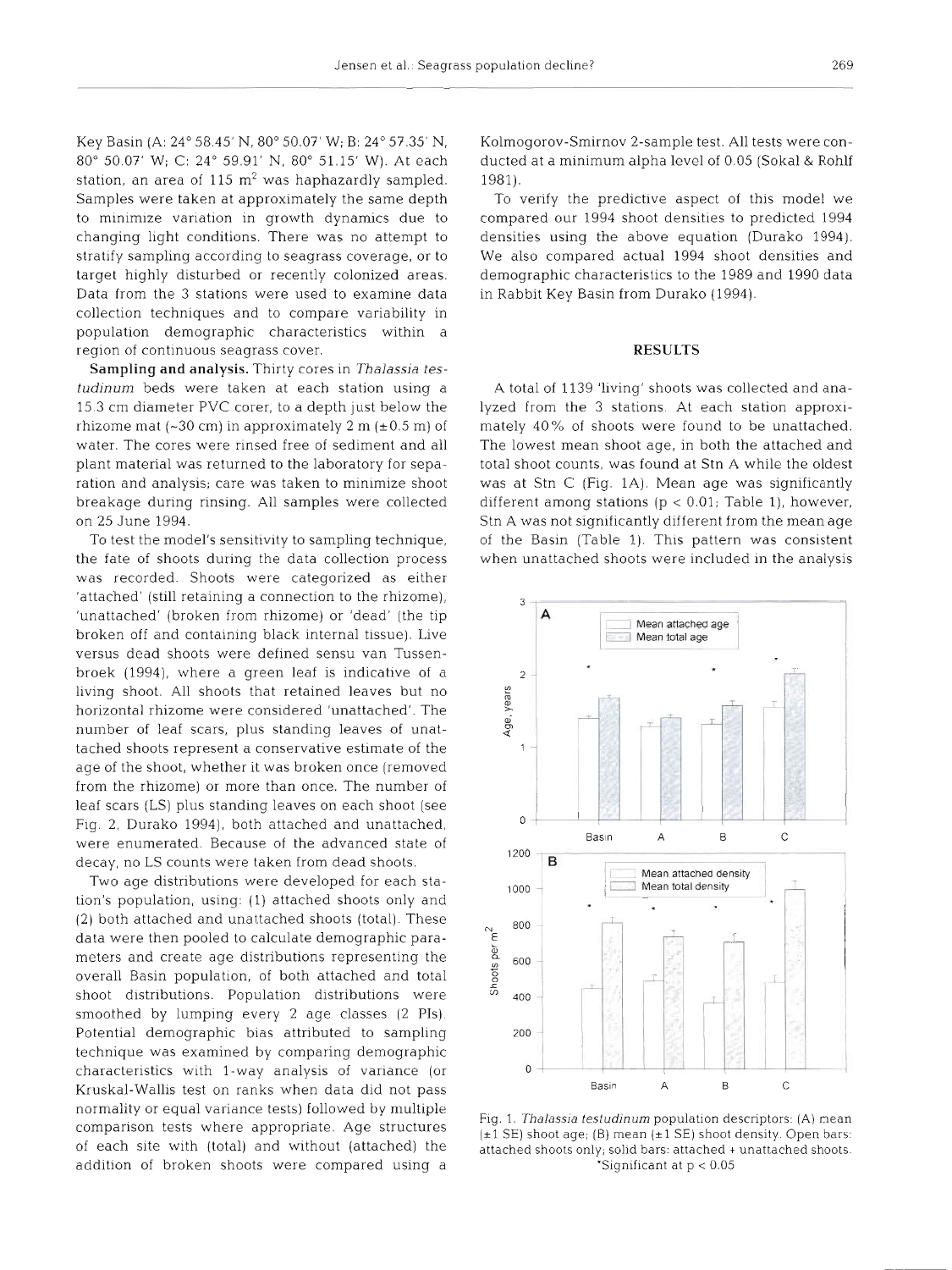Key Basin (A: 24° 58.45' N, 80° 50.07' W; B: 24° 57.35' N, 80° 50.07' W; C: 24° 59.91' N, 80° 51.15' W). At each station, an area of 115 $m^2$ was haphazardly sampled. Samples were taken at approximately the same depth to minimize variation in growth dynamics due to changing light conditions. There was no attempt to stratify sampling according to seagrass coverage, or to target highly disturbed or recently colonized areas. Data from the 3 stations were used to examine data collection techniques and to compare variability in population demographic characteristics within a region of continuous seagrass cover.

**Sampling and analysis.** Thirty cores in *Thalassia testudinum* beds were taken at each station using a 15.3 cm diameter PVC corer, to a depth just below the rhizome mat (~30 cm) in approximately 2 m (±0.5 m) of water. The cores were rinsed free of sediment and all plant material was returned to the laboratory for separation and analysis; care was taken to minimize shoot breakage during rinsing. All samples were collected on 25 June 1994.

To test the model's sensitivity to sampling technique, the fate of shoots during the data collection process was recorded. Shoots were categorized as either 'attached' (still retaining a connection to the rhizome), 'unattached' (broken from rhizome) or 'dead' (the tip broken off and containing black internal tissue). Live versus dead shoots were defined sensu van Tussenbroek (1994), where a green leaf is indicative of a living shoot. All shoots that retained leaves but no horizontal rhizome were considered 'unattached'. The number of leaf scars, plus standing leaves of unattached shoots represent a conservative estimate of the age of the shoot, whether it was broken once (removed from the rhizome) or more than once. The number of leaf scars (LS) plus standing leaves on each shoot (see Fig. 2, Durako 1994), both attached and unattached, were enumerated. Because of the advanced state of decay, no LS counts were taken from dead shoots.

Two age distributions were developed for each station's population, using: (1) attached shoots only and (2) both attached and unattached shoots (total). These data were then pooled to calculate demographic parameters and create age distributions representing the overall Basin population, of both attached and total shoot distributions. Population distributions were smoothed by lumping every 2 age classes (2 PIs). Potential demographic bias attributed to sampling technique was examined by comparing demographic characteristics with 1-way analysis of variance (or Kruskal-Wallis test on ranks when data did not pass normality or equal variance tests) followed by multiple comparison tests where appropriate. Age structures of each site with (total) and without (attached) the addition of broken shoots were compared using a Kolmogorov-Smirnov 2-sample test. All tests were conducted at a minimum alpha level of 0.05 (Sokal & Rohlf 1981).

To verify the predictive aspect of this model we compared our 1994 shoot densities to predicted 1994 densities using the above equation (Durako 1994). We also compared actual 1994 shoot densities and demographic characteristics to the 1989 and 1990 data in Rabbit Key Basin from Durako (1994).

## RESULTS

A total of 1139 'living' shoots was collected and analyzed from the 3 stations. At each station approximately 40% of shoots were found to be unattached. The lowest mean shoot age, in both the attached and total shoot counts, was found at Stn A while the oldest was at Stn C (Fig. 1A). Mean age was significantly different among stations ($p < 0.01$; Table 1), however, Stn A was not significantly different from the mean age of the Basin (Table 1). This pattern was consistent when unattached shoots were included in the analysis

Fig. 1. *Thalassia testudinum* population descriptors: (A) mean (±1 SE) shoot age; (B) mean (±1 SE) shoot density. Open bars: attached shoots only; solid bars: attached + unattached shoots. *Significant at $p < 0.05$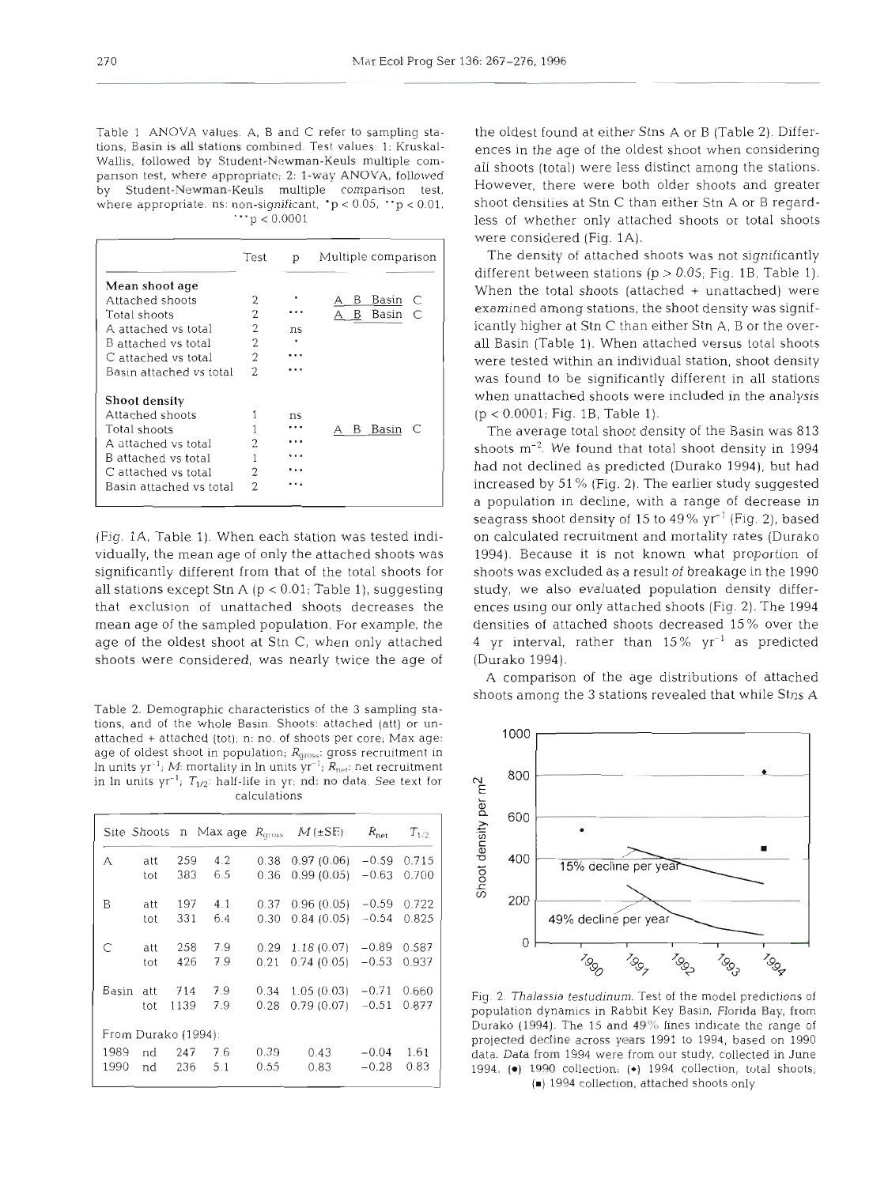Table 1 ANOVA values. A, B and C refer to sampling stations, Basin is all stations combined. Test values: 1: Kruskal-Wallis, followed by Student-Newman-Keuls multiple comparison test, where appropriate; 2: 1-way ANOVA, followed by Student-Newman-Keuls multiple comparison test, where appropriate. ns: non-significant, *p < 0.05, **p < 0.01, ***p < 0.0001

| | Test | p | Multiple comparison |
|---|---|---|---|
| **Mean shoot age** | | | |
| Attached shoots | 2 | * | A B Basin C |
| Total shoots | 2 | *** | A B Basin C |
| A attached vs total | 2 | ns | |
| B attached vs total | 2 | * | |
| C attached vs total | 2 | *** | |
| Basin attached vs total | 2 | *** | |
| **Shoot density** | | | |
| Attached shoots | 1 | ns | |
| Total shoots | 1 | *** | A B Basin C |
| A attached vs total | 2 | *** | |
| B attached vs total | 1 | *** | |
| C attached vs total | 2 | *** | |
| Basin attached vs total | 2 | *** | |

(Fig. 1A, Table 1). When each station was tested individually, the mean age of only the attached shoots was significantly different from that of the total shoots for all stations except Stn A ($p < 0.01$; Table 1), suggesting that exclusion of unattached shoots decreases the mean age of the sampled population. For example, the age of the oldest shoot at Stn C, when only attached shoots were considered, was nearly twice the age of the oldest found at either Stns A or B (Table 2). Differences in the age of the oldest shoot when considering all shoots (total) were less distinct among the stations. However, there were both older shoots and greater shoot densities at Stn C than either Stn A or B regardless of whether only attached shoots or total shoots were considered (Fig. 1A).

The density of attached shoots was not significantly different between stations ($p > 0.05$; Fig. 1B, Table 1). When the total shoots (attached + unattached) were examined among stations, the shoot density was significantly higher at Stn C than either Stn A, B or the overall Basin (Table 1). When attached versus total shoots were tested within an individual station, shoot density was found to be significantly different in all stations when unattached shoots were included in the analysis ($p < 0.0001$; Fig. 1B, Table 1).

The average total shoot density of the Basin was 813 shoots m$^{-2}$. We found that total shoot density in 1994 had not declined as predicted (Durako 1994), but had increased by 51% (Fig. 2). The earlier study suggested a population in decline, with a range of decrease in seagrass shoot density of 15 to 49% yr$^{-1}$ (Fig. 2), based on calculated recruitment and mortality rates (Durako 1994). Because it is not known what proportion of shoots was excluded as a result of breakage in the 1990 study, we also evaluated population density differences using our only attached shoots (Fig. 2). The 1994 densities of attached shoots decreased 15% over the 4 yr interval, rather than 15% yr$^{-1}$ as predicted (Durako 1994).

A comparison of the age distributions of attached shoots among the 3 stations revealed that while Stns A

Table 2. Demographic characteristics of the 3 sampling stations, and of the whole Basin. Shoots: attached (att) or unattached + attached (tot); n: no. of shoots per core; Max age: age of oldest shoot in population; $R_{gross}$: gross recruitment in ln units yr$^{-1}$; $M$: mortality in ln units yr$^{-1}$; $R_{net}$: net recruitment in ln units yr$^{-1}$; $T_{1/2}$: half-life in yr; nd: no data. See text for calculations

| Site | Shoots | n | Max age | $R_{gross}$ | $M$ (±SE) | $R_{net}$ | $T_{1/2}$ |
|---|---|---|---|---|---|---|---|
| A | att | 259 | 4.2 | 0.38 | 0.97 (0.06) | −0.59 | 0.715 |
| | tot | 383 | 6.5 | 0.36 | 0.99 (0.05) | −0.63 | 0.700 |
| B | att | 197 | 4.1 | 0.37 | 0.96 (0.05) | −0.59 | 0.722 |
| | tot | 331 | 6.4 | 0.30 | 0.84 (0.05) | −0.54 | 0.825 |
| C | att | 258 | 7.9 | 0.29 | 1.18 (0.07) | −0.89 | 0.587 |
| | tot | 426 | 7.9 | 0.21 | 0.74 (0.05) | −0.53 | 0.937 |
| Basin | att | 714 | 7.9 | 0.34 | 1.05 (0.03) | −0.71 | 0.660 |
| | tot | 1139 | 7.9 | 0.28 | 0.79 (0.07) | −0.51 | 0.877 |
| From Durako (1994): | | | | | | | |
| 1989 | nd | 247 | 7.6 | 0.39 | 0.43 | −0.04 | 1.61 |
| 1990 | nd | 236 | 5.1 | 0.55 | 0.83 | −0.28 | 0.83 |

Fig. 2. *Thalassia testudinum*. Test of the model predictions of population dynamics in Rabbit Key Basin, Florida Bay, from Durako (1994). The 15 and 49% lines indicate the range of projected decline across years 1991 to 1994, based on 1990 data. Data from 1994 were from our study, collected in June 1994. (●) 1990 collection; (◆) 1994 collection, total shoots; (■) 1994 collection, attached shoots only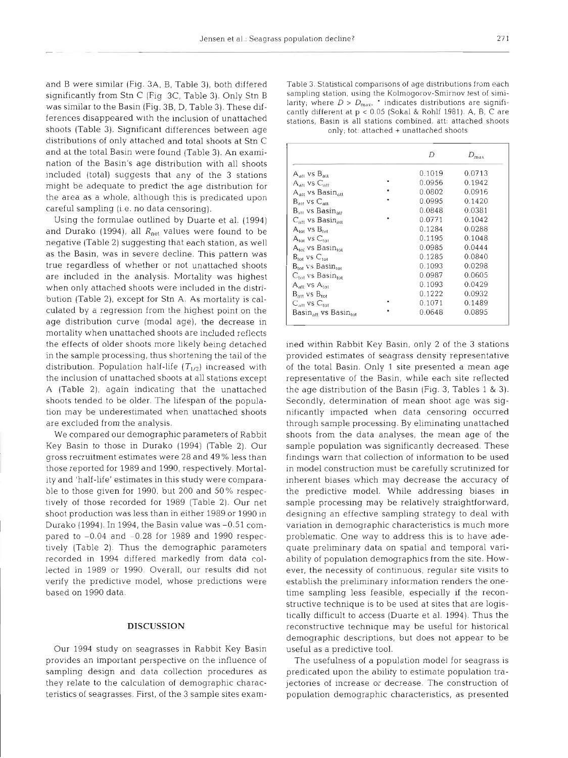and B were similar (Fig. 3A, B, Table 3), both differed significantly from Stn C (Fig 3C, Table 3). Only Stn B was similar to the Basin (Fig. 3B, D, Table 3). These differences disappeared with the inclusion of unattached shoots (Table 3). Significant differences between age distributions of only attached and total shoots at Stn C and at the total Basin were found (Table 3). An examination of the Basin's age distribution with all shoots included (total) suggests that any of the 3 stations might be adequate to predict the age distribution for the area as a whole, although this is predicated upon careful sampling (i.e. no data censoring).

Using the formulae outlined by Duarte et al. (1994) and Durako (1994), all $R_{net}$ values were found to be negative (Table 2) suggesting that each station, as well as the Basin, was in severe decline. This pattern was true regardless of whether or not unattached shoots are included in the analysis. Mortality was highest when only attached shoots were included in the distribution (Table 2), except for Stn A. As mortality is calculated by a regression from the highest point on the age distribution curve (modal age), the decrease in mortality when unattached shoots are included reflects the effects of older shoots more likely being detached in the sample processing, thus shortening the tail of the distribution. Population half-life ($T_{1/2}$) increased with the inclusion of unattached shoots at all stations except A (Table 2), again indicating that the unattached shoots tended to be older. The lifespan of the population may be underestimated when unattached shoots are excluded from the analysis.

We compared our demographic parameters of Rabbit Key Basin to those in Durako (1994) (Table 2). Our gross recruitment estimates were 28 and 49% less than those reported for 1989 and 1990, respectively. Mortality and 'half-life' estimates in this study were comparable to those given for 1990, but 200 and 50% respectively of those recorded for 1989 (Table 2). Our net shoot production was less than in either 1989 or 1990 in Durako (1994). In 1994, the Basin value was −0.51 compared to −0.04 and −0.28 for 1989 and 1990 respectively (Table 2). Thus the demographic parameters recorded in 1994 differed markedly from data collected in 1989 or 1990. Overall, our results did not verify the predictive model, whose predictions were based on 1990 data.

Table 3. Statistical comparisons of age distributions from each sampling station, using the Kolmogorov-Smirnov test of similarity; where $D > D_{max}$, * indicates distributions are significantly different at $p < 0.05$ (Sokal & Rohlf 1981). A, B, C are stations, Basin is all stations combined. att: attached shoots only; tot: attached + unattached shoots

| | | $D$ | $D_{max}$ |
|---|---|---|---|
| $A_{att}$ vs $B_{att}$ | | 0.1019 | 0.0713 |
| $A_{att}$ vs $C_{att}$ | * | 0.0956 | 0.1942 |
| $A_{att}$ vs $Basin_{att}$ | * | 0.0802 | 0.0916 |
| $B_{att}$ vs $C_{att}$ | * | 0.0995 | 0.1420 |
| $B_{att}$ vs $Basin_{att}$ | | 0.0848 | 0.0381 |
| $C_{att}$ vs $Basin_{att}$ | * | 0.0771 | 0.1042 |
| $A_{tot}$ vs $B_{tot}$ | | 0.1284 | 0.0288 |
| $A_{tot}$ vs $C_{tot}$ | | 0.1195 | 0.1048 |
| $A_{tot}$ vs $Basin_{tot}$ | | 0.0985 | 0.0444 |
| $B_{tot}$ vs $C_{tot}$ | | 0.1285 | 0.0840 |
| $B_{tot}$ vs $Basin_{tot}$ | | 0.1093 | 0.0298 |
| $C_{tot}$ vs $Basin_{tot}$ | | 0.0987 | 0.0605 |
| $A_{att}$ vs $A_{tot}$ | | 0.1093 | 0.0429 |
| $B_{att}$ vs $B_{tot}$ | | 0.1222 | 0.0932 |
| $C_{att}$ vs $C_{tot}$ | * | 0.1071 | 0.1489 |
| $Basin_{att}$ vs $Basin_{tot}$ | * | 0.0648 | 0.0895 |

## DISCUSSION

Our 1994 study on seagrasses in Rabbit Key Basin provides an important perspective on the influence of sampling design and data collection procedures as they relate to the calculation of demographic characteristics of seagrasses. First, of the 3 sample sites examined within Rabbit Key Basin, only 2 of the 3 stations provided estimates of seagrass density representative of the total Basin. Only 1 site presented a mean age representative of the Basin, while each site reflected the age distribution of the Basin (Fig. 3, Tables 1 & 3). Secondly, determination of mean shoot age was significantly impacted when data censoring occurred through sample processing. By eliminating unattached shoots from the data analyses, the mean age of the sample population was significantly decreased. These findings warn that collection of information to be used in model construction must be carefully scrutinized for inherent biases which may decrease the accuracy of the predictive model. While addressing biases in sample processing may be relatively straightforward, designing an effective sampling strategy to deal with variation in demographic characteristics is much more problematic. One way to address this is to have adequate preliminary data on spatial and temporal variability of population demographics from the site. However, the necessity of continuous, regular site visits to establish the preliminary information renders the one-time sampling less feasible, especially if the reconstructive technique is to be used at sites that are logistically difficult to access (Duarte et al. 1994). Thus the reconstructive technique may be useful for historical demographic descriptions, but does not appear to be useful as a predictive tool.

The usefulness of a population model for seagrass is predicated upon the ability to estimate population trajectories of increase or decrease. The construction of population demographic characteristics, as presented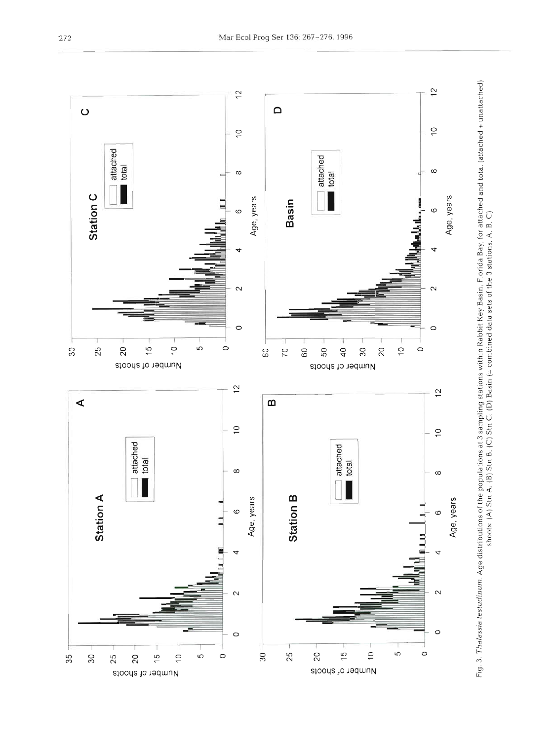Fig. 3. *Thalassia testudinum*. Age distributions of the populations at 3 sampling stations within Rabbit Key Basin, Florida Bay, for attached and total (attached + unattached) shoots: (A) Stn A; (B) Stn B; (C) Stn C; (D) Basin (= combined data sets of the 3 stations, A, B, C)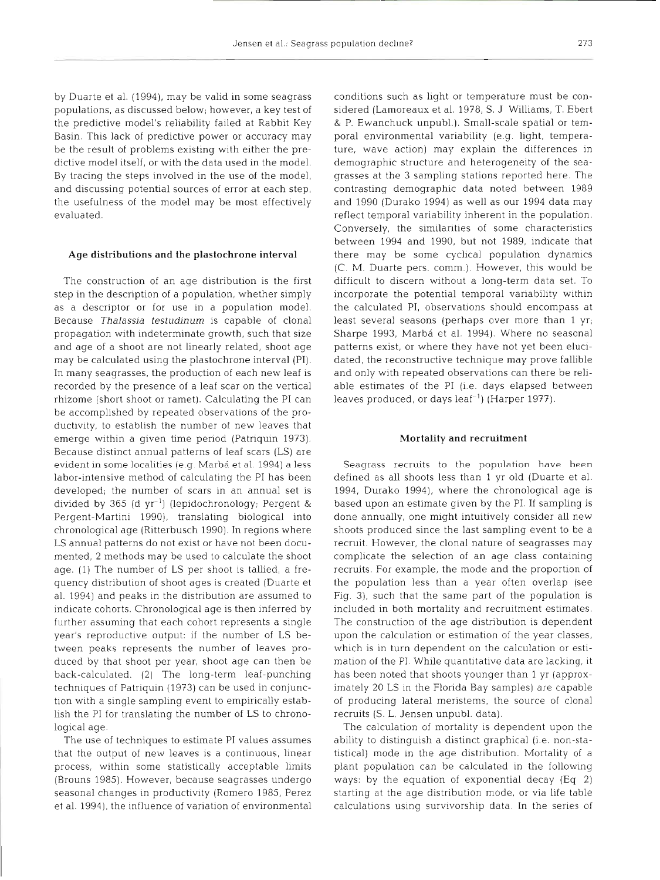by Duarte et al. (1994), may be valid in some seagrass populations, as discussed below; however, a key test of the predictive model's reliability failed at Rabbit Key Basin. This lack of predictive power or accuracy may be the result of problems existing with either the predictive model itself, or with the data used in the model. By tracing the steps involved in the use of the model, and discussing potential sources of error at each step, the usefulness of the model may be most effectively evaluated.

### Age distributions and the plastochrone interval

The construction of an age distribution is the first step in the description of a population, whether simply as a descriptor or for use in a population model. Because *Thalassia testudinum* is capable of clonal propagation with indeterminate growth, such that size and age of a shoot are not linearly related, shoot age may be calculated using the plastochrone interval (PI). In many seagrasses, the production of each new leaf is recorded by the presence of a leaf scar on the vertical rhizome (short shoot or ramet). Calculating the PI can be accomplished by repeated observations of the productivity, to establish the number of new leaves that emerge within a given time period (Patriquin 1973). Because distinct annual patterns of leaf scars (LS) are evident in some localities (e.g. Marbá et al. 1994) a less labor-intensive method of calculating the PI has been developed; the number of scars in an annual set is divided by 365 (d $yr^{-1}$) (lepidochronology; Pergent & Pergent-Martini 1990), translating biological into chronological age (Ritterbusch 1990). In regions where LS annual patterns do not exist or have not been documented, 2 methods may be used to calculate the shoot age. (1) The number of LS per shoot is tallied, a frequency distribution of shoot ages is created (Duarte et al. 1994) and peaks in the distribution are assumed to indicate cohorts. Chronological age is then inferred by further assuming that each cohort represents a single year's reproductive output: if the number of LS between peaks represents the number of leaves produced by that shoot per year, shoot age can then be back-calculated. (2) The long-term leaf-punching techniques of Patriquin (1973) can be used in conjunction with a single sampling event to empirically establish the PI for translating the number of LS to chronological age.

The use of techniques to estimate PI values assumes that the output of new leaves is a continuous, linear process, within some statistically acceptable limits (Brouns 1985). However, because seagrasses undergo seasonal changes in productivity (Romero 1985, Perez et al. 1994), the influence of variation of environmental conditions such as light or temperature must be considered (Lamoreaux et al. 1978, S. J Williams, T. Ebert & P. Ewanchuck unpubl.). Small-scale spatial or temporal environmental variability (e.g. light, temperature, wave action) may explain the differences in demographic structure and heterogeneity of the seagrasses at the 3 sampling stations reported here. The contrasting demographic data noted between 1989 and 1990 (Durako 1994) as well as our 1994 data may reflect temporal variability inherent in the population. Conversely, the similarities of some characteristics between 1994 and 1990, but not 1989, indicate that there may be some cyclical population dynamics (C. M. Duarte pers. comm.). However, this would be difficult to discern without a long-term data set. To incorporate the potential temporal variability within the calculated PI, observations should encompass at least several seasons (perhaps over more than 1 yr; Sharpe 1993, Marbá et al. 1994). Where no seasonal patterns exist, or where they have not yet been elucidated, the reconstructive technique may prove fallible and only with repeated observations can there be reliable estimates of the PI (i.e. days elapsed between leaves produced, or days $leaf^{-1}$) (Harper 1977).

### Mortality and recruitment

Seagrass recruits to the population have been defined as all shoots less than 1 yr old (Duarte et al. 1994, Durako 1994), where the chronological age is based upon an estimate given by the PI. If sampling is done annually, one might intuitively consider all new shoots produced since the last sampling event to be a recruit. However, the clonal nature of seagrasses may complicate the selection of an age class containing recruits. For example, the mode and the proportion of the population less than a year often overlap (see Fig. 3), such that the same part of the population is included in both mortality and recruitment estimates. The construction of the age distribution is dependent upon the calculation or estimation of the year classes, which is in turn dependent on the calculation or estimation of the PI. While quantitative data are lacking, it has been noted that shoots younger than 1 yr (approximately 20 LS in the Florida Bay samples) are capable of producing lateral meristems, the source of clonal recruits (S. L. Jensen unpubl. data).

The calculation of mortality is dependent upon the ability to distinguish a distinct graphical (i.e. non-statistical) mode in the age distribution. Mortality of a plant population can be calculated in the following ways: by the equation of exponential decay (Eq 2) starting at the age distribution mode, or via life table calculations using survivorship data. In the series of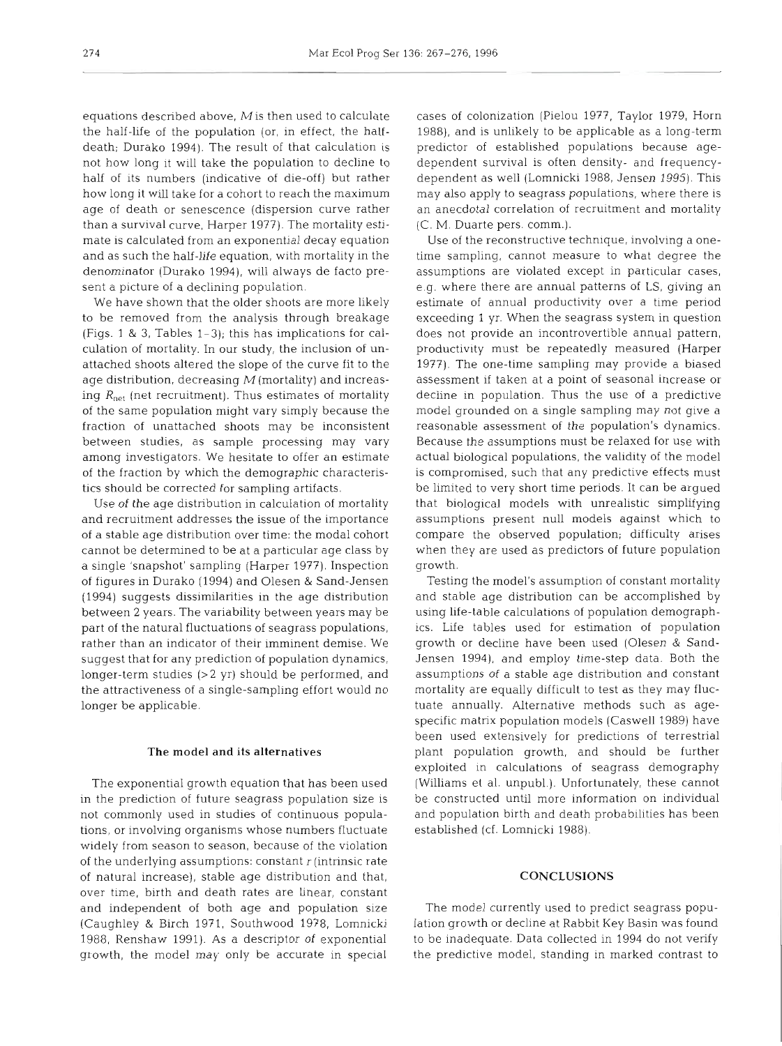equations described above, $M$ is then used to calculate the half-life of the population (or, in effect, the half-death; Durako 1994). The result of that calculation is not how long it will take the population to decline to half of its numbers (indicative of die-off) but rather how long it will take for a cohort to reach the maximum age of death or senescence (dispersion curve rather than a survival curve, Harper 1977). The mortality estimate is calculated from an exponential decay equation and as such the half-*life* equation, with mortality in the denominator (Durako 1994), will always de facto present a picture of a declining population.

We have shown that the older shoots are more likely to be removed from the analysis through breakage (Figs. 1 & 3, Tables 1–3); this has implications for calculation of mortality. In our study, the inclusion of unattached shoots altered the slope of the curve fit to the age distribution, decreasing $M$ (mortality) and increasing $R_{net}$ (net recruitment). Thus estimates of mortality of the same population might vary simply because the fraction of unattached shoots may be inconsistent between studies, as sample processing may vary among investigators. We hesitate to offer an estimate of the fraction by which the demographic characteristics should be corrected for sampling artifacts.

Use of the age distribution in calculation of mortality and recruitment addresses the issue of the importance of a stable age distribution over time: the modal cohort cannot be determined to be at a particular age class by a single 'snapshot' sampling (Harper 1977). Inspection of figures in Durako (1994) and Olesen & Sand-Jensen (1994) suggests dissimilarities in the age distribution between 2 years. The variability between years may be part of the natural fluctuations of seagrass populations, rather than an indicator of their imminent demise. We suggest that for any prediction of population dynamics, longer-term studies (>2 yr) should be performed, and the attractiveness of a single-sampling effort would no longer be applicable.

## The model and its alternatives

The exponential growth equation that has been used in the prediction of future seagrass population size is not commonly used in studies of continuous populations, or involving organisms whose numbers fluctuate widely from season to season, because of the violation of the underlying assumptions: constant $r$ (intrinsic rate of natural increase), stable age distribution and that, over time, birth and death rates are linear, constant and independent of both age and population size (Caughley & Birch 1971, Southwood 1978, Lomnicki 1988, Renshaw 1991). As a descriptor of exponential growth, the model may only be accurate in special cases of colonization (Pielou 1977, Taylor 1979, Horn 1988), and is unlikely to be applicable as a long-term predictor of established populations because age-dependent survival is often density- and frequency-dependent as well (Lomnicki 1988, Jensen 1995). This may also apply to seagrass populations, where there is an anecdotal correlation of recruitment and mortality (C. M. Duarte pers. comm.).

Use of the reconstructive technique, involving a one-time sampling, cannot measure to what degree the assumptions are violated except in particular cases, e.g. where there are annual patterns of LS, giving an estimate of annual productivity over a time period exceeding 1 yr. When the seagrass system in question does not provide an incontrovertible annual pattern, productivity must be repeatedly measured (Harper 1977). The one-time sampling may provide a biased assessment if taken at a point of seasonal increase or decline in population. Thus the use of a predictive model grounded on a single sampling may not give a reasonable assessment of the population's dynamics. Because the assumptions must be relaxed for use with actual biological populations, the validity of the model is compromised, such that any predictive effects must be limited to very short time periods. It can be argued that biological models with unrealistic simplifying assumptions present null models against which to compare the observed population; difficulty arises when they are used as predictors of future population growth.

Testing the model's assumption of constant mortality and stable age distribution can be accomplished by using life-table calculations of population demographics. Life tables used for estimation of population growth or decline have been used (Olesen & Sand-Jensen 1994), and employ time-step data. Both the assumptions of a stable age distribution and constant mortality are equally difficult to test as they may fluctuate annually. Alternative methods such as age-specific matrix population models (Caswell 1989) have been used extensively for predictions of terrestrial plant population growth, and should be further exploited in calculations of seagrass demography (Williams et al. unpubl.). Unfortunately, these cannot be constructed until more information on individual and population birth and death probabilities has been established (cf. Lomnicki 1988).

## CONCLUSIONS

The model currently used to predict seagrass population growth or decline at Rabbit Key Basin was found to be inadequate. Data collected in 1994 do not verify the predictive model, standing in marked contrast to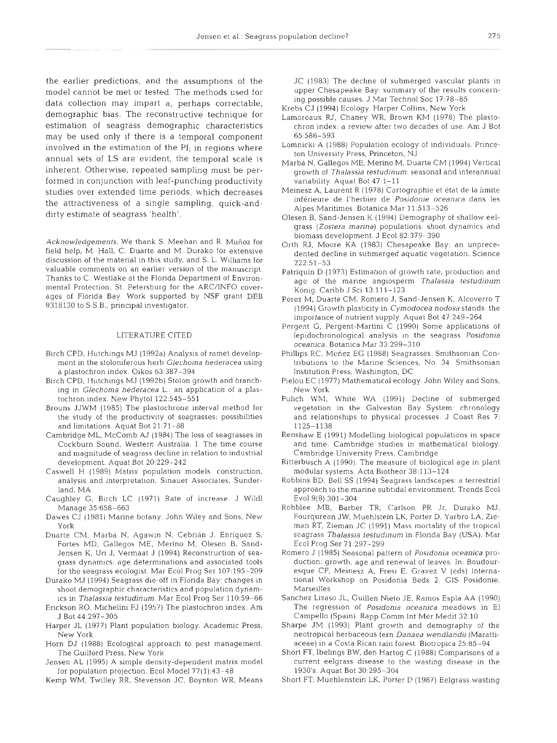the earlier predictions, and the assumptions of the model cannot be met or tested. The methods used for data collection may impart a, perhaps correctable, demographic bias. The reconstructive technique for estimation of seagrass demographic characteristics may be used only if there is a temporal component involved in the estimation of the PI; in regions where annual sets of LS are evident, the temporal scale is inherent. Otherwise, repeated sampling must be performed in conjunction with leaf-punching productivity studies over extended time periods, which decreases the attractiveness of a single sampling, quick-and-dirty estimate of seagrass 'health'.

*Acknowledgements.* We thank S. Meehan and R. Muñoz for field help, M. Hall, C. Duarte and M. Durako for extensive discussion of the material in this study, and S. L. Williams for valuable comments on an earlier version of the manuscript. Thanks to C. Westlake at the Florida Department of Environmental Protection, St. Petersburg for the ARC/INFO coverages of Florida Bay. Work supported by NSF grant DEB 9318130 to S.S.B., principal investigator.

## LITERATURE CITED

Birch CPD, Hutchings MJ (1992a) Analysis of ramet development in the stoloniferous herb *Glechoma hederacea* using a plastochron index. Oikos 63:387–394

Birch CPD, Hutchings MJ (1992b) Stolon growth and branching in *Glechoma hederacea* L.: an application of a plastochron index. New Phytol 122:545–551

Brouns JJWM (1985) The plastochrone interval method for the study of the productivity of seagrasses: possibilities and limitations. Aquat Bot 21:71–88

Cambridge ML, McComb AJ (1984) The loss of seagrasses in Cockburn Sound, Western Australia. I. The time course and magnitude of seagrass decline in relation to industrial development. Aquat Bot 20:229–242

Caswell H (1989) Matrix population models: construction, analysis and interpretation. Sinauer Associates, Sunderland, MA

Caughley G, Birch LC (1971) Rate of increase. J Wildl Manage 35:658–663

Dawes CJ (1981) Marine botany. John Wiley and Sons, New York

Duarte CM, Marbá N, Agawin N, Cebrián J, Enríquez S, Fortes MD, Gallegos ME, Merino M, Olesen B, Sand-Jensen K, Uri J, Vermaat J (1994) Reconstruction of seagrass dynamics: age determinations and associated tools for the seagrass ecologist. Mar Ecol Prog Ser 107:195–209

Durako MJ (1994) Seagrass die-off in Florida Bay: changes in shoot demographic characteristics and population dynamics in *Thalassia testudinum*. Mar Ecol Prog Ser 110:59–66

Erickson RO, Michelini FJ (1957) The plastochron index. Am J Bot 44:297–305

Harper JL (1977) Plant population biology. Academic Press, New York

Horn DJ (1988) Ecological approach to pest management. The Guilford Press, New York

Jensen AL (1995) A simple density-dependent matrix model for population projection. Ecol Model 77(1):43–48

Kemp WM, Twilley RR, Stevenson JC, Boynton WR, Means JC (1983) The decline of submerged vascular plants in upper Chesapeake Bay: summary of the results concerning possible causes. J Mar Technol Soc 17:78–85

Krebs CJ (1994) Ecology. Harper Collins, New York

Lamoreaux RJ, Chaney WR, Brown KM (1978) The plastochron index: a review after two decades of use. Am J Bot 65:586–593

Lomnicki A (1988) Population ecology of individuals. Princeton University Press, Princeton, NJ

Marbá N, Gallegos ME, Merino M, Duarte CM (1994) Vertical growth of *Thalassia testudinum*: seasonal and interannual variability. Aquat Bot 47:1–11

Meinesz A, Laurent R (1978) Cartographie et état de la limite inférieure de l'herbier de *Posidonie oceanica* dans les Alpes Maritimes. Botanica Mar 11:513–526

Olesen B, Sand-Jensen K (1994) Demography of shallow eelgrass (*Zostera marina*) populations: shoot dynamics and biomass development. J Ecol 82:379–390

Orth RJ, Moore KA (1983) Chesapeake Bay: an unprecedented decline in submerged aquatic vegetation. Science 222:51–53

Patriquin D (1973) Estimation of growth rate, production and age of the marine angiosperm *Thalassia testudinum* König. Caribb J Sci 13:111–123

Perez M, Duarte CM, Romero J, Sand-Jensen K, Alcoverro T (1994) Growth plasticity in *Cymodocea nodosa* stands: the importance of nutrient supply. Aquat Bot 47:249–264

Pergent G, Pergent-Martini C (1990) Some applications of lepidochronological analysis in the seagrass *Posidonia oceanica*. Botanica Mar 33:299–310

Phillips RC, Meñez EG (1988) Seagrasses. Smithsonian Contributions to the Marine Sciences, No. 34. Smithsonian Institution Press, Washington, DC

Pielou EC (1977) Mathematical ecology. John Wiley and Sons, New York

Pulich WM, White WA (1991) Decline of submerged vegetation in the Galveston Bay System: chronology and relationships to physical processes. J Coast Res 7:1125–1138

Renshaw E (1991) Modelling biological populations in space and time. Cambridge studies in mathematical biology. Cambridge University Press, Cambridge

Ritterbusch A (1990). The measure of biological age in plant modular systems. Acta Biotheor 38:113–124

Robbins BD, Bell SS (1994) Seagrass landscapes: a terrestrial approach to the marine subtidal environment. Trends Ecol Evol 9(8):301–304

Robblee MB, Barber TR, Carlson PR Jr, Durako MJ, Fourqurean JW, Muehlstein LK, Porter D, Yarbro LA, Zieman RT, Zieman JC (1991) Mass mortality of the tropical seagrass *Thalassia testudinum* in Florida Bay (USA). Mar Ecol Prog Ser 71:297–299

Romero J (1985) Seasonal pattern of *Posidonia oceanica* production: growth, age and renewal of leaves. In: Boudouresque CF, Meinesz A, Fresi E, Gravez V (eds) International Workshop on Posidonia Beds 2. GIS Posidonie, Marseilles

Sanchez Lizaso JL, Guillen Nieto JE, Ramos Espla AA (1990) The regression of *Posidonia oceanica* meadows in El Campello (Spain). Rapp Comm Int Mer Medit 32:10

Sharpe JM (1993) Plant growth and demography of the neotropical herbaceous fern *Danaea wendlandii* (Marattiaceae) in a Costa Rican rain forest. Biotropica 25:85–94

Short FT, Ibelings BW, den Hartog C (1988) Comparisons of a current eelgrass disease to the wasting disease in the 1930's. Aquat Bot 30:295–304

Short FT, Muehlenstein LK, Porter D (1987) Eelgrass wasting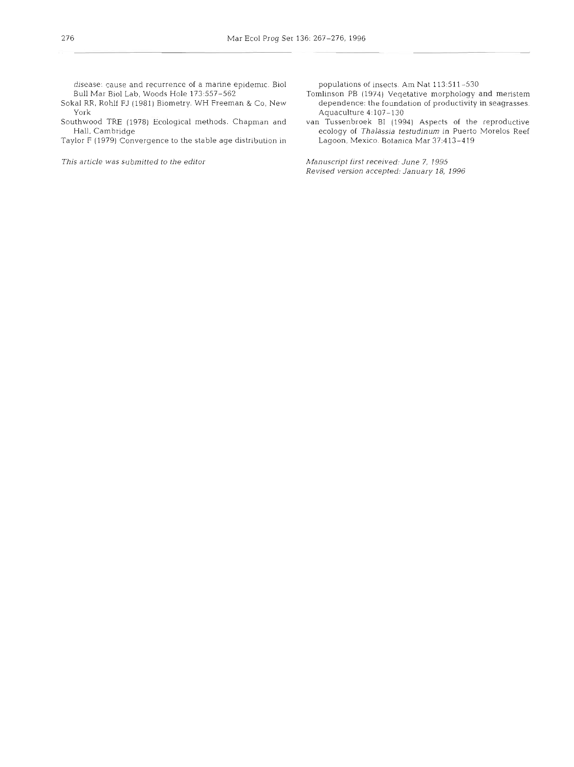disease: cause and recurrence of a marine epidemic. Biol Bull Mar Biol Lab, Woods Hole 173:557–562

Sokal RR, Rohlf FJ (1981) Biometry. WH Freeman & Co, New York

Southwood TRE (1978) Ecological methods. Chapman and Hall, Cambridge

Taylor F (1979) Convergence to the stable age distribution in populations of insects. Am Nat 113:511–530

Tomlinson PB (1974) Vegetative morphology and meristem dependence: the foundation of productivity in seagrasses. Aquaculture 4:107–130

van Tussenbroek BI (1994) Aspects of the reproductive ecology of *Thalassia testudinum* in Puerto Morelos Reef Lagoon, Mexico. Botanica Mar 37:413–419

*This article was submitted to the editor*

*Manuscript first received: June 7, 1995*
*Revised version accepted: January 18, 1996*